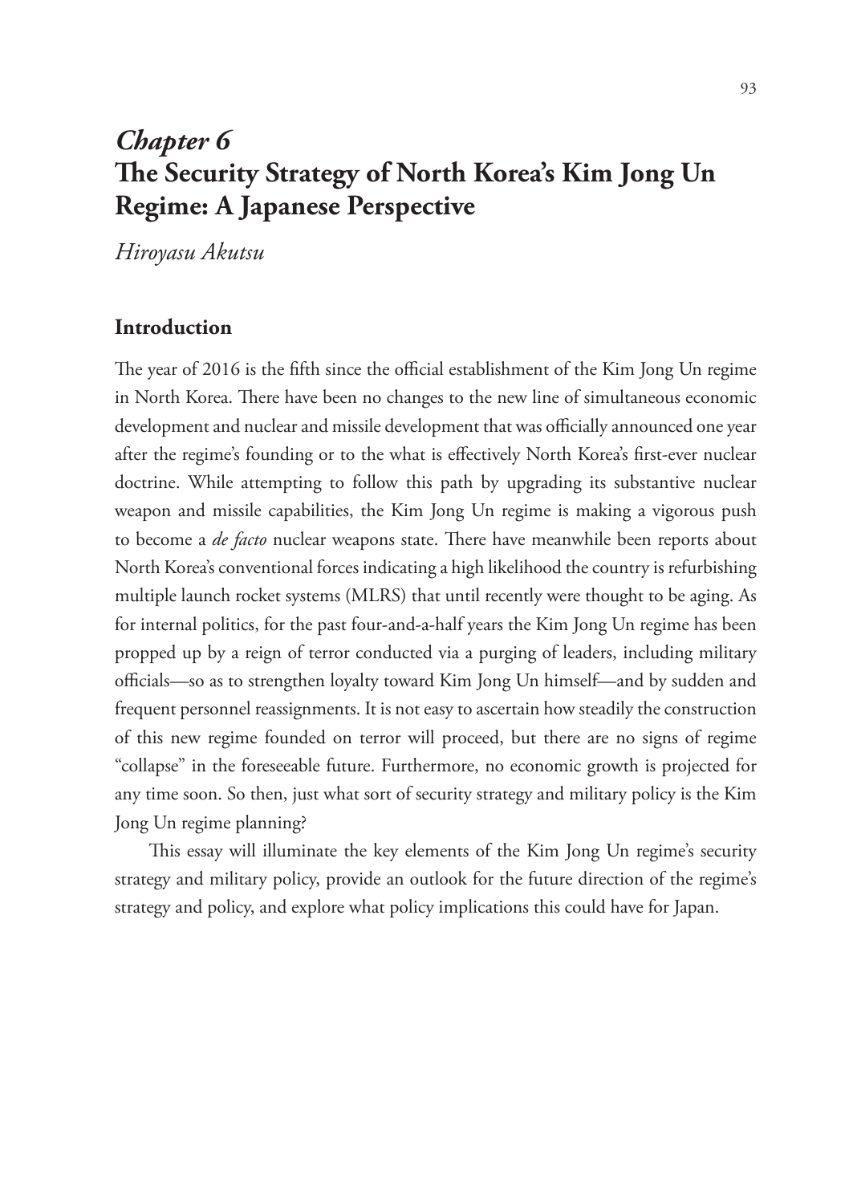# Chapter 6
# The Security Strategy of North Korea's Kim Jong Un Regime: A Japanese Perspective

*Hiroyasu Akutsu*

## Introduction

The year of 2016 is the fifth since the official establishment of the Kim Jong Un regime in North Korea. There have been no changes to the new line of simultaneous economic development and nuclear and missile development that was officially announced one year after the regime's founding or to the what is effectively North Korea's first-ever nuclear doctrine. While attempting to follow this path by upgrading its substantive nuclear weapon and missile capabilities, the Kim Jong Un regime is making a vigorous push to become a *de facto* nuclear weapons state. There have meanwhile been reports about North Korea's conventional forces indicating a high likelihood the country is refurbishing multiple launch rocket systems (MLRS) that until recently were thought to be aging. As for internal politics, for the past four-and-a-half years the Kim Jong Un regime has been propped up by a reign of terror conducted via a purging of leaders, including military officials—so as to strengthen loyalty toward Kim Jong Un himself—and by sudden and frequent personnel reassignments. It is not easy to ascertain how steadily the construction of this new regime founded on terror will proceed, but there are no signs of regime "collapse" in the foreseeable future. Furthermore, no economic growth is projected for any time soon. So then, just what sort of security strategy and military policy is the Kim Jong Un regime planning?

This essay will illuminate the key elements of the Kim Jong Un regime's security strategy and military policy, provide an outlook for the future direction of the regime's strategy and policy, and explore what policy implications this could have for Japan.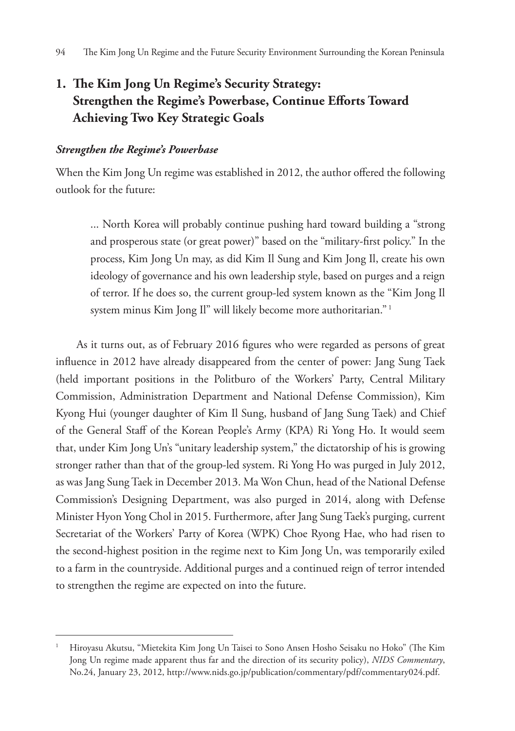## 1. The Kim Jong Un Regime's Security Strategy: Strengthen the Regime's Powerbase, Continue Efforts Toward Achieving Two Key Strategic Goals

### *Strengthen the Regime's Powerbase*

When the Kim Jong Un regime was established in 2012, the author offered the following outlook for the future:

> ... North Korea will probably continue pushing hard toward building a "strong and prosperous state (or great power)" based on the "military-first policy." In the process, Kim Jong Un may, as did Kim Il Sung and Kim Jong Il, create his own ideology of governance and his own leadership style, based on purges and a reign of terror. If he does so, the current group-led system known as the "Kim Jong Il system minus Kim Jong Il" will likely become more authoritarian." [1]

As it turns out, as of February 2016 figures who were regarded as persons of great influence in 2012 have already disappeared from the center of power: Jang Sung Taek (held important positions in the Politburo of the Workers' Party, Central Military Commission, Administration Department and National Defense Commission), Kim Kyong Hui (younger daughter of Kim Il Sung, husband of Jang Sung Taek) and Chief of the General Staff of the Korean People's Army (KPA) Ri Yong Ho. It would seem that, under Kim Jong Un's "unitary leadership system," the dictatorship of his is growing stronger rather than that of the group-led system. Ri Yong Ho was purged in July 2012, as was Jang Sung Taek in December 2013. Ma Won Chun, head of the National Defense Commission's Designing Department, was also purged in 2014, along with Defense Minister Hyon Yong Chol in 2015. Furthermore, after Jang Sung Taek's purging, current Secretariat of the Workers' Party of Korea (WPK) Choe Ryong Hae, who had risen to the second-highest position in the regime next to Kim Jong Un, was temporarily exiled to a farm in the countryside. Additional purges and a continued reign of terror intended to strengthen the regime are expected on into the future.

---

[1] Hiroyasu Akutsu, "Mietekita Kim Jong Un Taisei to Sono Ansen Hosho Seisaku no Hoko" (The Kim Jong Un regime made apparent thus far and the direction of its security policy), *NIDS Commentary*, No.24, January 23, 2012, http://www.nids.go.jp/publication/commentary/pdf/commentary024.pdf.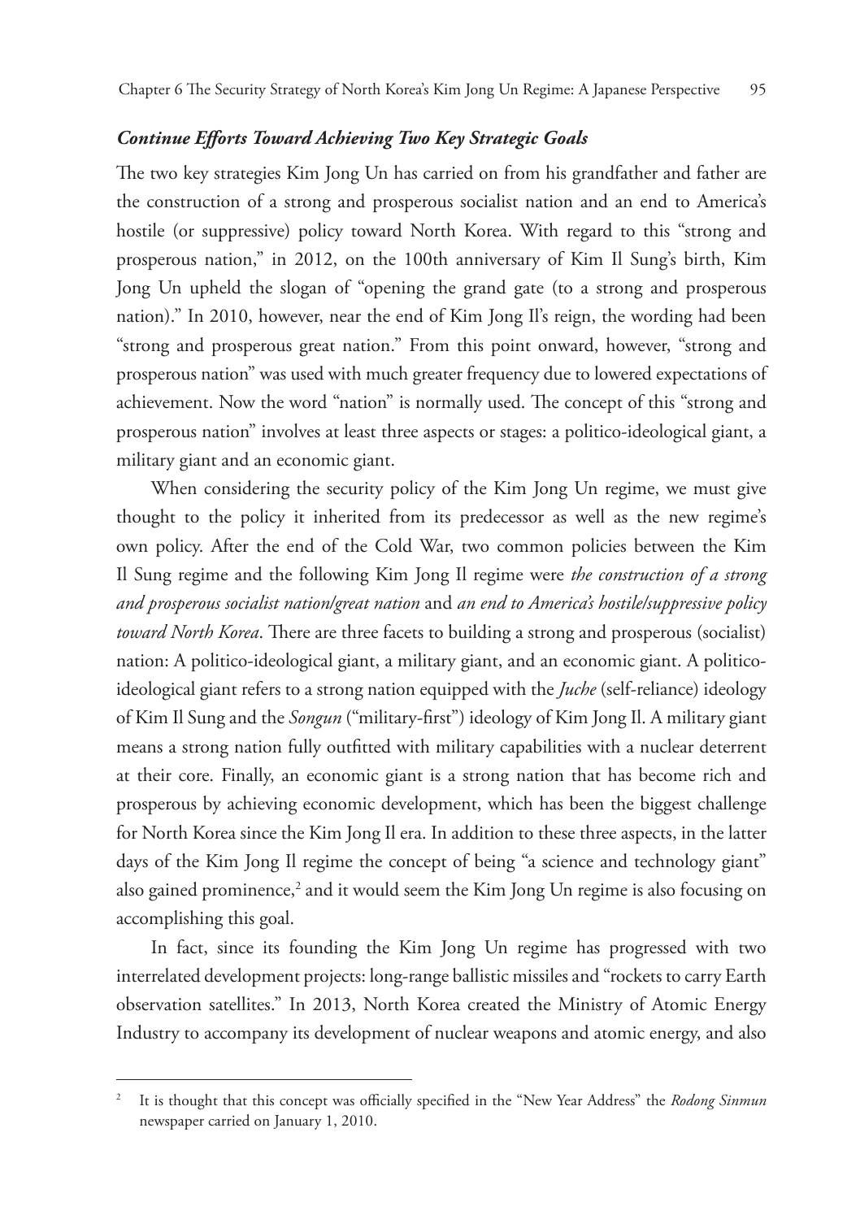### *Continue Efforts Toward Achieving Two Key Strategic Goals*

The two key strategies Kim Jong Un has carried on from his grandfather and father are the construction of a strong and prosperous socialist nation and an end to America's hostile (or suppressive) policy toward North Korea. With regard to this "strong and prosperous nation," in 2012, on the 100th anniversary of Kim Il Sung's birth, Kim Jong Un upheld the slogan of "opening the grand gate (to a strong and prosperous nation)." In 2010, however, near the end of Kim Jong Il's reign, the wording had been "strong and prosperous great nation." From this point onward, however, "strong and prosperous nation" was used with much greater frequency due to lowered expectations of achievement. Now the word "nation" is normally used. The concept of this "strong and prosperous nation" involves at least three aspects or stages: a politico-ideological giant, a military giant and an economic giant.

When considering the security policy of the Kim Jong Un regime, we must give thought to the policy it inherited from its predecessor as well as the new regime's own policy. After the end of the Cold War, two common policies between the Kim Il Sung regime and the following Kim Jong Il regime were *the construction of a strong and prosperous socialist nation/great nation* and *an end to America's hostile/suppressive policy toward North Korea*. There are three facets to building a strong and prosperous (socialist) nation: A politico-ideological giant, a military giant, and an economic giant. A politico-ideological giant refers to a strong nation equipped with the *Juche* (self-reliance) ideology of Kim Il Sung and the *Songun* ("military-first") ideology of Kim Jong Il. A military giant means a strong nation fully outfitted with military capabilities with a nuclear deterrent at their core. Finally, an economic giant is a strong nation that has become rich and prosperous by achieving economic development, which has been the biggest challenge for North Korea since the Kim Jong Il era. In addition to these three aspects, in the latter days of the Kim Jong Il regime the concept of being "a science and technology giant" also gained prominence,[2] and it would seem the Kim Jong Un regime is also focusing on accomplishing this goal.

In fact, since its founding the Kim Jong Un regime has progressed with two interrelated development projects: long-range ballistic missiles and "rockets to carry Earth observation satellites." In 2013, North Korea created the Ministry of Atomic Energy Industry to accompany its development of nuclear weapons and atomic energy, and also

---

[2] It is thought that this concept was officially specified in the "New Year Address" the *Rodong Sinmun* newspaper carried on January 1, 2010.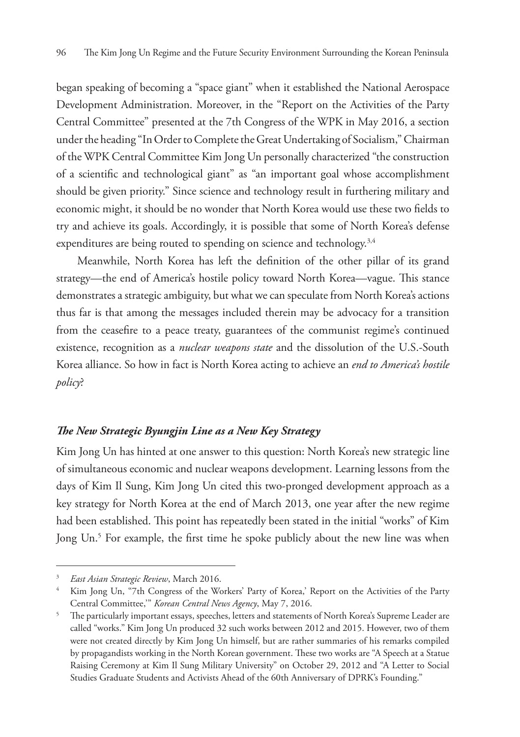began speaking of becoming a "space giant" when it established the National Aerospace Development Administration. Moreover, in the "Report on the Activities of the Party Central Committee" presented at the 7th Congress of the WPK in May 2016, a section under the heading "In Order to Complete the Great Undertaking of Socialism," Chairman of the WPK Central Committee Kim Jong Un personally characterized "the construction of a scientific and technological giant" as "an important goal whose accomplishment should be given priority." Since science and technology result in furthering military and economic might, it should be no wonder that North Korea would use these two fields to try and achieve its goals. Accordingly, it is possible that some of North Korea's defense expenditures are being routed to spending on science and technology.[3,4]

Meanwhile, North Korea has left the definition of the other pillar of its grand strategy—the end of America's hostile policy toward North Korea—vague. This stance demonstrates a strategic ambiguity, but what we can speculate from North Korea's actions thus far is that among the messages included therein may be advocacy for a transition from the ceasefire to a peace treaty, guarantees of the communist regime's continued existence, recognition as a *nuclear weapons state* and the dissolution of the U.S.-South Korea alliance. So how in fact is North Korea acting to achieve an *end to America's hostile policy*?

### ***The New Strategic Byungjin Line as a New Key Strategy***

Kim Jong Un has hinted at one answer to this question: North Korea's new strategic line of simultaneous economic and nuclear weapons development. Learning lessons from the days of Kim Il Sung, Kim Jong Un cited this two-pronged development approach as a key strategy for North Korea at the end of March 2013, one year after the new regime had been established. This point has repeatedly been stated in the initial "works" of Kim Jong Un.[5] For example, the first time he spoke publicly about the new line was when

---

[3] *East Asian Strategic Review*, March 2016.

[4] Kim Jong Un, "7th Congress of the Workers' Party of Korea,' Report on the Activities of the Party Central Committee,'" *Korean Central News Agency*, May 7, 2016.

[5] The particularly important essays, speeches, letters and statements of North Korea's Supreme Leader are called "works." Kim Jong Un produced 32 such works between 2012 and 2015. However, two of them were not created directly by Kim Jong Un himself, but are rather summaries of his remarks compiled by propagandists working in the North Korean government. These two works are "A Speech at a Statue Raising Ceremony at Kim Il Sung Military University" on October 29, 2012 and "A Letter to Social Studies Graduate Students and Activists Ahead of the 60th Anniversary of DPRK's Founding."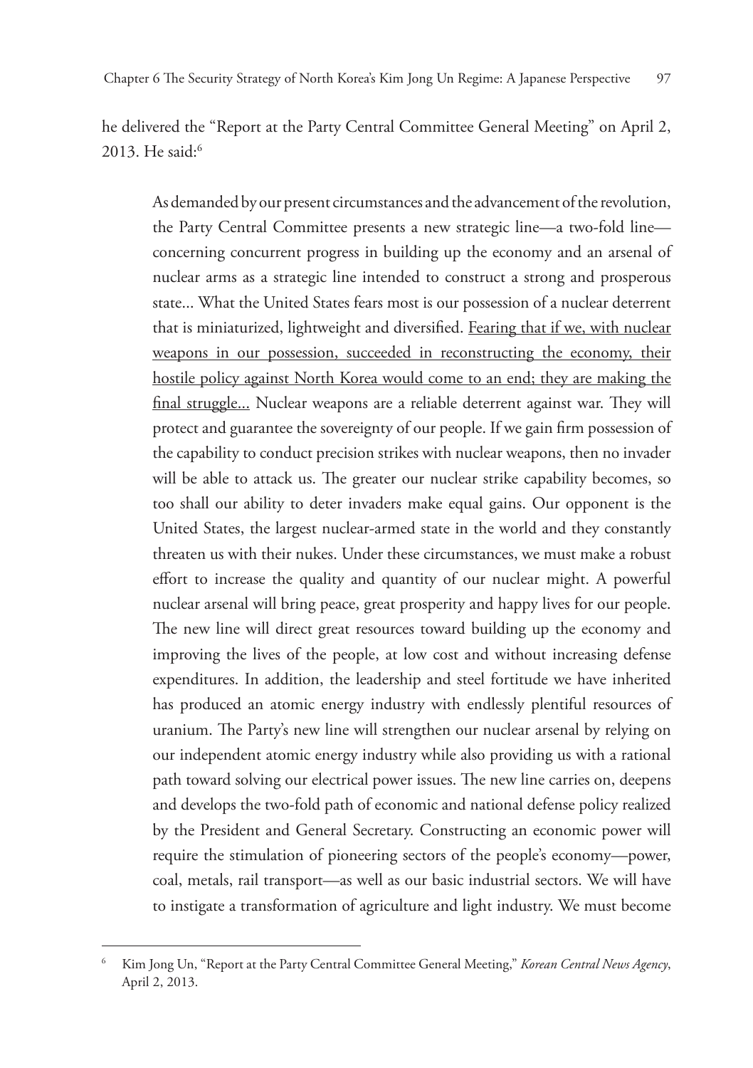he delivered the "Report at the Party Central Committee General Meeting" on April 2, 2013. He said:[6]

> As demanded by our present circumstances and the advancement of the revolution, the Party Central Committee presents a new strategic line—a two-fold line—concerning concurrent progress in building up the economy and an arsenal of nuclear arms as a strategic line intended to construct a strong and prosperous state... What the United States fears most is our possession of a nuclear deterrent that is miniaturized, lightweight and diversified. <u>Fearing that if we, with nuclear weapons in our possession, succeeded in reconstructing the economy, their hostile policy against North Korea would come to an end; they are making the final struggle...</u> Nuclear weapons are a reliable deterrent against war. They will protect and guarantee the sovereignty of our people. If we gain firm possession of the capability to conduct precision strikes with nuclear weapons, then no invader will be able to attack us. The greater our nuclear strike capability becomes, so too shall our ability to deter invaders make equal gains. Our opponent is the United States, the largest nuclear-armed state in the world and they constantly threaten us with their nukes. Under these circumstances, we must make a robust effort to increase the quality and quantity of our nuclear might. A powerful nuclear arsenal will bring peace, great prosperity and happy lives for our people. The new line will direct great resources toward building up the economy and improving the lives of the people, at low cost and without increasing defense expenditures. In addition, the leadership and steel fortitude we have inherited has produced an atomic energy industry with endlessly plentiful resources of uranium. The Party's new line will strengthen our nuclear arsenal by relying on our independent atomic energy industry while also providing us with a rational path toward solving our electrical power issues. The new line carries on, deepens and develops the two-fold path of economic and national defense policy realized by the President and General Secretary. Constructing an economic power will require the stimulation of pioneering sectors of the people's economy—power, coal, metals, rail transport—as well as our basic industrial sectors. We will have to instigate a transformation of agriculture and light industry. We must become

---

[6] Kim Jong Un, "Report at the Party Central Committee General Meeting," *Korean Central News Agency*, April 2, 2013.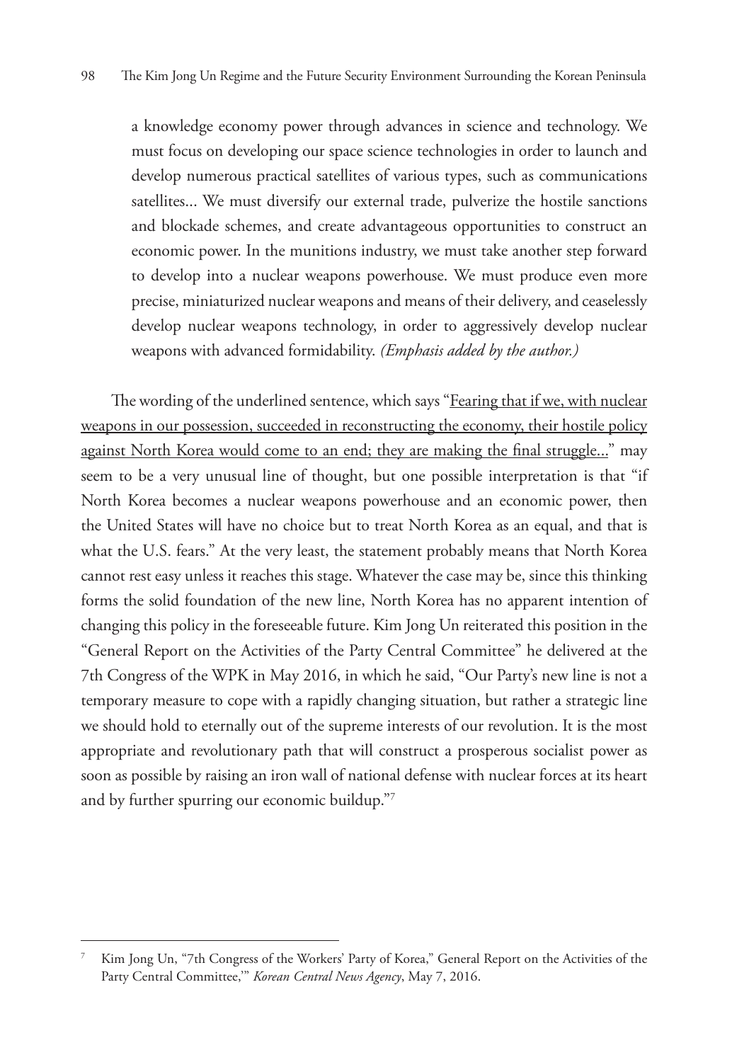> a knowledge economy power through advances in science and technology. We must focus on developing our space science technologies in order to launch and develop numerous practical satellites of various types, such as communications satellites... We must diversify our external trade, pulverize the hostile sanctions and blockade schemes, and create advantageous opportunities to construct an economic power. In the munitions industry, we must take another step forward to develop into a nuclear weapons powerhouse. We must produce even more precise, miniaturized nuclear weapons and means of their delivery, and ceaselessly develop nuclear weapons technology, in order to aggressively develop nuclear weapons with advanced formidability. *(Emphasis added by the author.)*

The wording of the underlined sentence, which says "<u>Fearing that if we, with nuclear weapons in our possession, succeeded in reconstructing the economy, their hostile policy against North Korea would come to an end; they are making the final struggle...</u>" may seem to be a very unusual line of thought, but one possible interpretation is that "if North Korea becomes a nuclear weapons powerhouse and an economic power, then the United States will have no choice but to treat North Korea as an equal, and that is what the U.S. fears." At the very least, the statement probably means that North Korea cannot rest easy unless it reaches this stage. Whatever the case may be, since this thinking forms the solid foundation of the new line, North Korea has no apparent intention of changing this policy in the foreseeable future. Kim Jong Un reiterated this position in the "General Report on the Activities of the Party Central Committee" he delivered at the 7th Congress of the WPK in May 2016, in which he said, "Our Party's new line is not a temporary measure to cope with a rapidly changing situation, but rather a strategic line we should hold to eternally out of the supreme interests of our revolution. It is the most appropriate and revolutionary path that will construct a prosperous socialist power as soon as possible by raising an iron wall of national defense with nuclear forces at its heart and by further spurring our economic buildup."[7]

---

[7] Kim Jong Un, "7th Congress of the Workers' Party of Korea," General Report on the Activities of the Party Central Committee,'" *Korean Central News Agency*, May 7, 2016.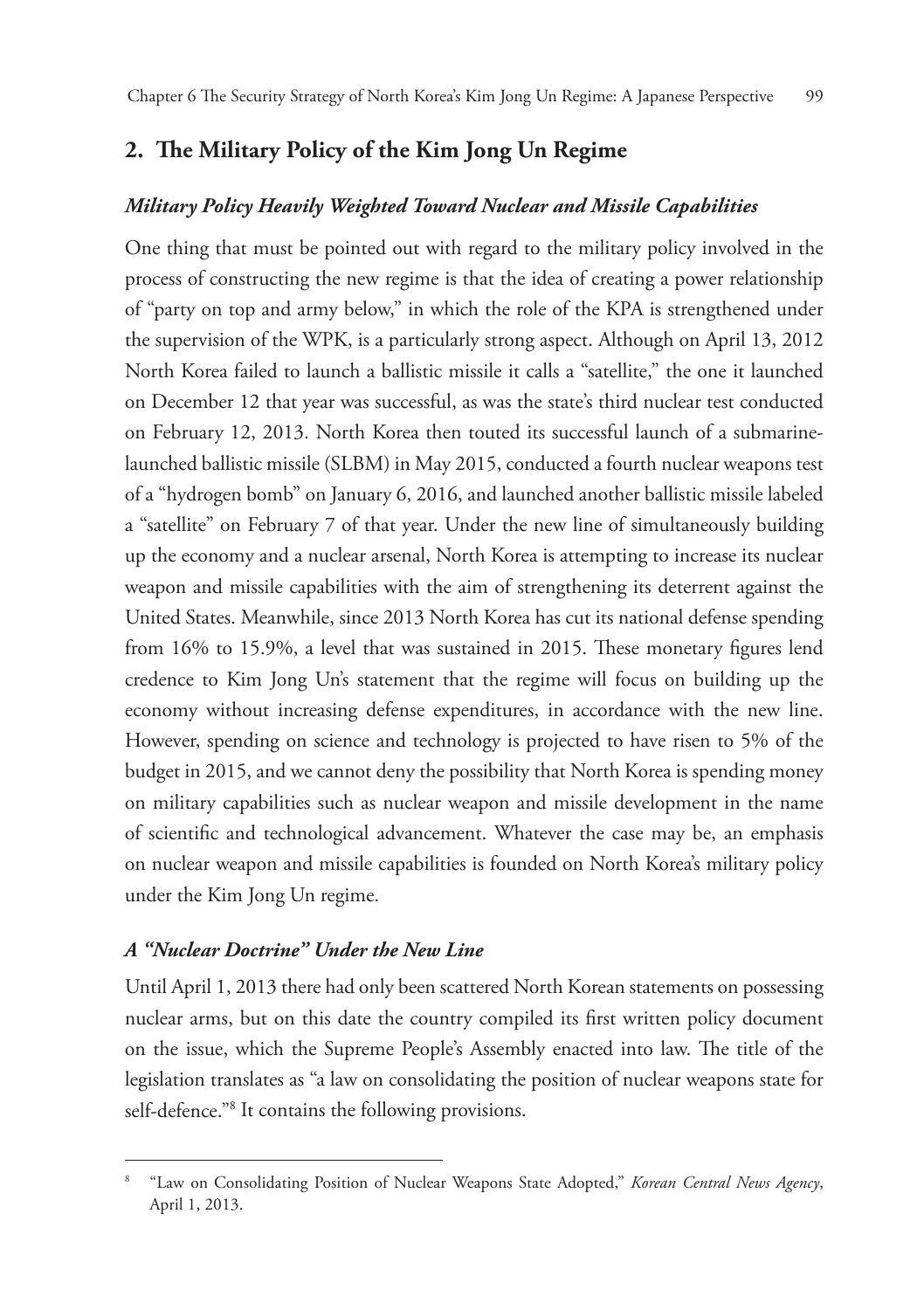## 2. The Military Policy of the Kim Jong Un Regime

### *Military Policy Heavily Weighted Toward Nuclear and Missile Capabilities*

One thing that must be pointed out with regard to the military policy involved in the process of constructing the new regime is that the idea of creating a power relationship of "party on top and army below," in which the role of the KPA is strengthened under the supervision of the WPK, is a particularly strong aspect. Although on April 13, 2012 North Korea failed to launch a ballistic missile it calls a "satellite," the one it launched on December 12 that year was successful, as was the state's third nuclear test conducted on February 12, 2013. North Korea then touted its successful launch of a submarine-launched ballistic missile (SLBM) in May 2015, conducted a fourth nuclear weapons test of a "hydrogen bomb" on January 6, 2016, and launched another ballistic missile labeled a "satellite" on February 7 of that year. Under the new line of simultaneously building up the economy and a nuclear arsenal, North Korea is attempting to increase its nuclear weapon and missile capabilities with the aim of strengthening its deterrent against the United States. Meanwhile, since 2013 North Korea has cut its national defense spending from 16% to 15.9%, a level that was sustained in 2015. These monetary figures lend credence to Kim Jong Un's statement that the regime will focus on building up the economy without increasing defense expenditures, in accordance with the new line. However, spending on science and technology is projected to have risen to 5% of the budget in 2015, and we cannot deny the possibility that North Korea is spending money on military capabilities such as nuclear weapon and missile development in the name of scientific and technological advancement. Whatever the case may be, an emphasis on nuclear weapon and missile capabilities is founded on North Korea's military policy under the Kim Jong Un regime.

### *A "Nuclear Doctrine" Under the New Line*

Until April 1, 2013 there had only been scattered North Korean statements on possessing nuclear arms, but on this date the country compiled its first written policy document on the issue, which the Supreme People's Assembly enacted into law. The title of the legislation translates as "a law on consolidating the position of nuclear weapons state for self-defence."[8] It contains the following provisions.

---

[8] "Law on Consolidating Position of Nuclear Weapons State Adopted," *Korean Central News Agency*, April 1, 2013.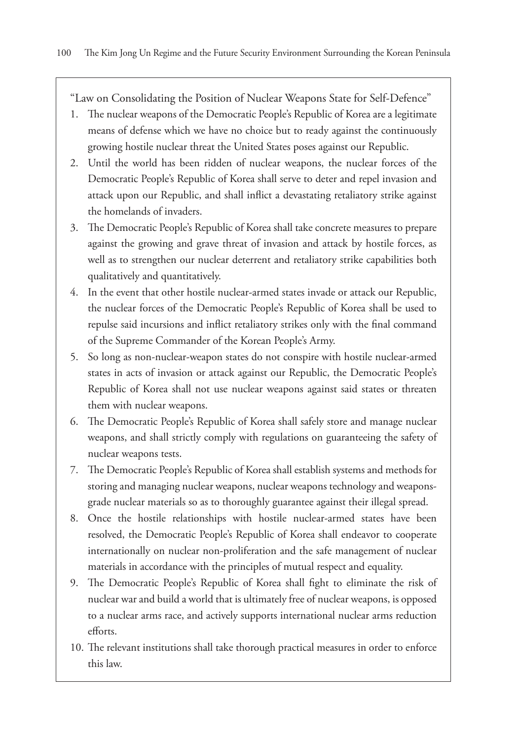"Law on Consolidating the Position of Nuclear Weapons State for Self-Defence"

1. The nuclear weapons of the Democratic People's Republic of Korea are a legitimate means of defense which we have no choice but to ready against the continuously growing hostile nuclear threat the United States poses against our Republic.
2. Until the world has been ridden of nuclear weapons, the nuclear forces of the Democratic People's Republic of Korea shall serve to deter and repel invasion and attack upon our Republic, and shall inflict a devastating retaliatory strike against the homelands of invaders.
3. The Democratic People's Republic of Korea shall take concrete measures to prepare against the growing and grave threat of invasion and attack by hostile forces, as well as to strengthen our nuclear deterrent and retaliatory strike capabilities both qualitatively and quantitatively.
4. In the event that other hostile nuclear-armed states invade or attack our Republic, the nuclear forces of the Democratic People's Republic of Korea shall be used to repulse said incursions and inflict retaliatory strikes only with the final command of the Supreme Commander of the Korean People's Army.
5. So long as non-nuclear-weapon states do not conspire with hostile nuclear-armed states in acts of invasion or attack against our Republic, the Democratic People's Republic of Korea shall not use nuclear weapons against said states or threaten them with nuclear weapons.
6. The Democratic People's Republic of Korea shall safely store and manage nuclear weapons, and shall strictly comply with regulations on guaranteeing the safety of nuclear weapons tests.
7. The Democratic People's Republic of Korea shall establish systems and methods for storing and managing nuclear weapons, nuclear weapons technology and weapons-grade nuclear materials so as to thoroughly guarantee against their illegal spread.
8. Once the hostile relationships with hostile nuclear-armed states have been resolved, the Democratic People's Republic of Korea shall endeavor to cooperate internationally on nuclear non-proliferation and the safe management of nuclear materials in accordance with the principles of mutual respect and equality.
9. The Democratic People's Republic of Korea shall fight to eliminate the risk of nuclear war and build a world that is ultimately free of nuclear weapons, is opposed to a nuclear arms race, and actively supports international nuclear arms reduction efforts.
10. The relevant institutions shall take thorough practical measures in order to enforce this law.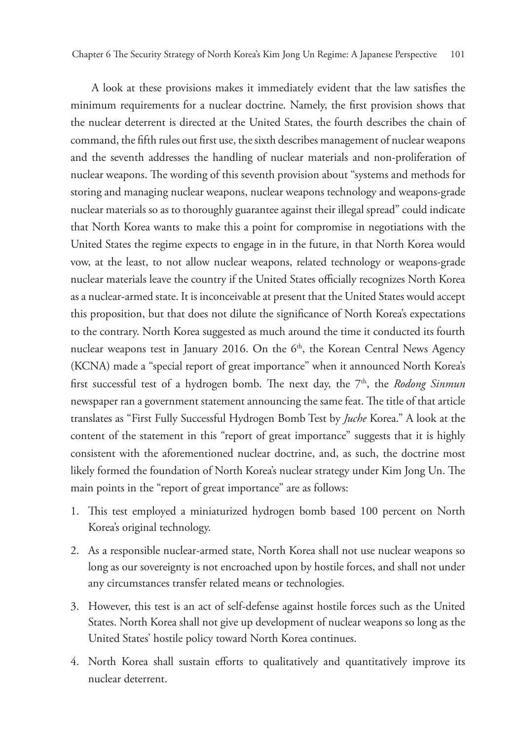A look at these provisions makes it immediately evident that the law satisfies the minimum requirements for a nuclear doctrine. Namely, the first provision shows that the nuclear deterrent is directed at the United States, the fourth describes the chain of command, the fifth rules out first use, the sixth describes management of nuclear weapons and the seventh addresses the handling of nuclear materials and non-proliferation of nuclear weapons. The wording of this seventh provision about "systems and methods for storing and managing nuclear weapons, nuclear weapons technology and weapons-grade nuclear materials so as to thoroughly guarantee against their illegal spread" could indicate that North Korea wants to make this a point for compromise in negotiations with the United States the regime expects to engage in in the future, in that North Korea would vow, at the least, to not allow nuclear weapons, related technology or weapons-grade nuclear materials leave the country if the United States officially recognizes North Korea as a nuclear-armed state. It is inconceivable at present that the United States would accept this proposition, but that does not dilute the significance of North Korea's expectations to the contrary. North Korea suggested as much around the time it conducted its fourth nuclear weapons test in January 2016. On the 6th, the Korean Central News Agency (KCNA) made a "special report of great importance" when it announced North Korea's first successful test of a hydrogen bomb. The next day, the 7th, the *Rodong Sinmun* newspaper ran a government statement announcing the same feat. The title of that article translates as "First Fully Successful Hydrogen Bomb Test by *Juche* Korea." A look at the content of the statement in this "report of great importance" suggests that it is highly consistent with the aforementioned nuclear doctrine, and, as such, the doctrine most likely formed the foundation of North Korea's nuclear strategy under Kim Jong Un. The main points in the "report of great importance" are as follows:

1. This test employed a miniaturized hydrogen bomb based 100 percent on North Korea's original technology.
2. As a responsible nuclear-armed state, North Korea shall not use nuclear weapons so long as our sovereignty is not encroached upon by hostile forces, and shall not under any circumstances transfer related means or technologies.
3. However, this test is an act of self-defense against hostile forces such as the United States. North Korea shall not give up development of nuclear weapons so long as the United States' hostile policy toward North Korea continues.
4. North Korea shall sustain efforts to qualitatively and quantitatively improve its nuclear deterrent.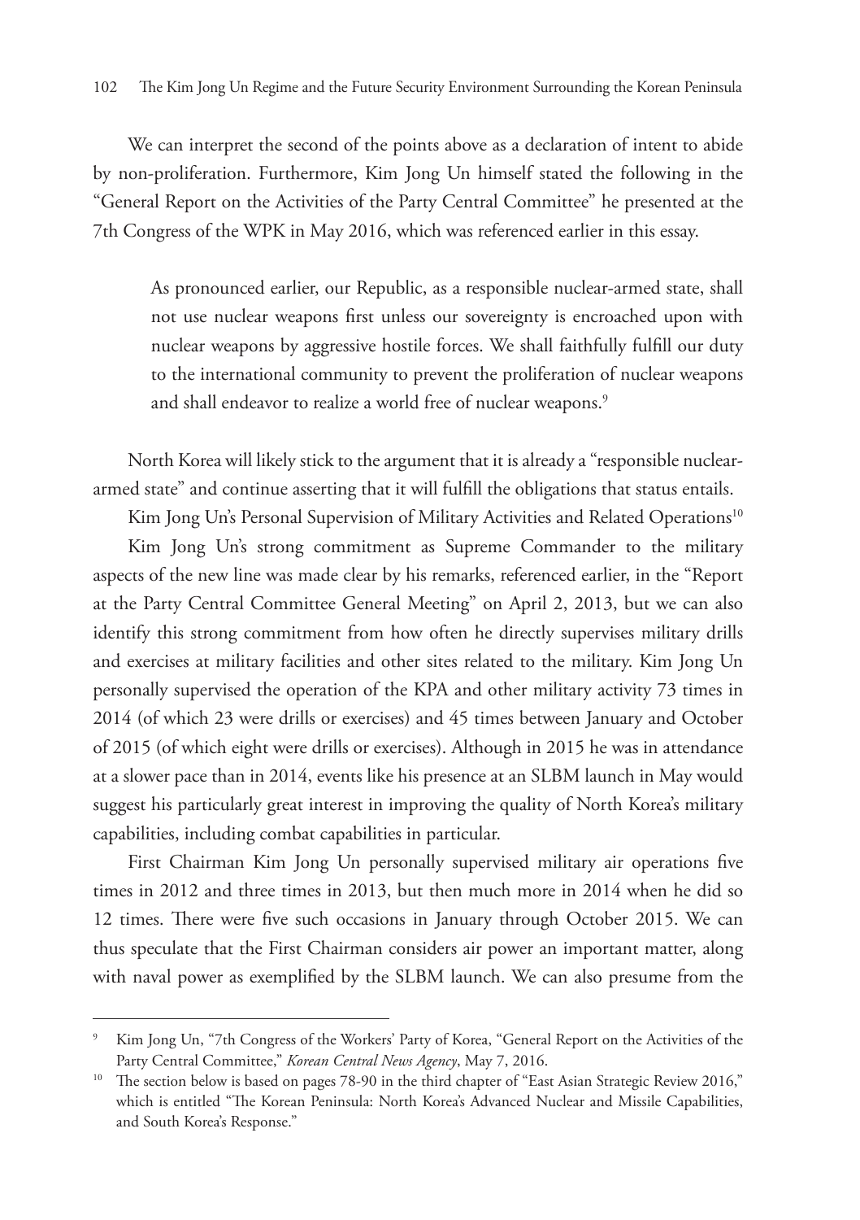We can interpret the second of the points above as a declaration of intent to abide by non-proliferation. Furthermore, Kim Jong Un himself stated the following in the "General Report on the Activities of the Party Central Committee" he presented at the 7th Congress of the WPK in May 2016, which was referenced earlier in this essay.

> As pronounced earlier, our Republic, as a responsible nuclear-armed state, shall not use nuclear weapons first unless our sovereignty is encroached upon with nuclear weapons by aggressive hostile forces. We shall faithfully fulfill our duty to the international community to prevent the proliferation of nuclear weapons and shall endeavor to realize a world free of nuclear weapons.[9]

North Korea will likely stick to the argument that it is already a "responsible nuclear-armed state" and continue asserting that it will fulfill the obligations that status entails.

Kim Jong Un's Personal Supervision of Military Activities and Related Operations[10]

Kim Jong Un's strong commitment as Supreme Commander to the military aspects of the new line was made clear by his remarks, referenced earlier, in the "Report at the Party Central Committee General Meeting" on April 2, 2013, but we can also identify this strong commitment from how often he directly supervises military drills and exercises at military facilities and other sites related to the military. Kim Jong Un personally supervised the operation of the KPA and other military activity 73 times in 2014 (of which 23 were drills or exercises) and 45 times between January and October of 2015 (of which eight were drills or exercises). Although in 2015 he was in attendance at a slower pace than in 2014, events like his presence at an SLBM launch in May would suggest his particularly great interest in improving the quality of North Korea's military capabilities, including combat capabilities in particular.

First Chairman Kim Jong Un personally supervised military air operations five times in 2012 and three times in 2013, but then much more in 2014 when he did so 12 times. There were five such occasions in January through October 2015. We can thus speculate that the First Chairman considers air power an important matter, along with naval power as exemplified by the SLBM launch. We can also presume from the

---

[9] Kim Jong Un, "7th Congress of the Workers' Party of Korea, "General Report on the Activities of the Party Central Committee," *Korean Central News Agency*, May 7, 2016.

[10] The section below is based on pages 78-90 in the third chapter of "East Asian Strategic Review 2016," which is entitled "The Korean Peninsula: North Korea's Advanced Nuclear and Missile Capabilities, and South Korea's Response."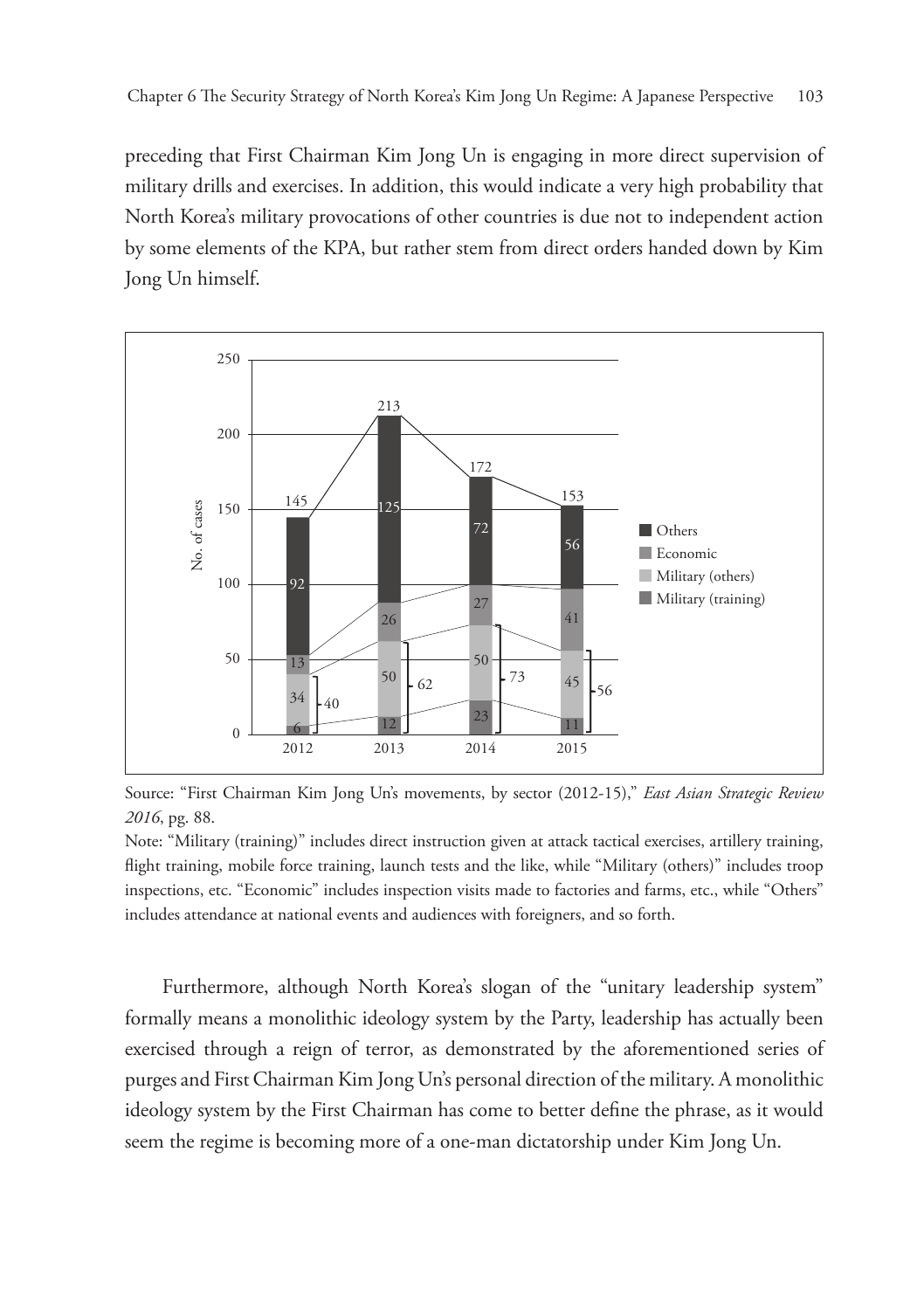preceding that First Chairman Kim Jong Un is engaging in more direct supervision of military drills and exercises. In addition, this would indicate a very high probability that North Korea's military provocations of other countries is due not to independent action by some elements of the KPA, but rather stem from direct orders handed down by Kim Jong Un himself.

| No. of cases | 2012 | 2013 | 2014 | 2015 |
|---|---|---|---|---|
| Others | 92 | 125 | 72 | 56 |
| Economic | 13 | 26 | 27 | 41 |
| Military (others) | 34 | 50 | 50 | 45 |
| Military (training) | 6 | 12 | 23 | 11 |
| Military total | 40 | 62 | 73 | 56 |
| Total | 145 | 213 | 172 | 153 |

Source: "First Chairman Kim Jong Un's movements, by sector (2012-15)," *East Asian Strategic Review 2016*, pg. 88.

Note: "Military (training)" includes direct instruction given at attack tactical exercises, artillery training, flight training, mobile force training, launch tests and the like, while "Military (others)" includes troop inspections, etc. "Economic" includes inspection visits made to factories and farms, etc., while "Others" includes attendance at national events and audiences with foreigners, and so forth.

Furthermore, although North Korea's slogan of the "unitary leadership system" formally means a monolithic ideology system by the Party, leadership has actually been exercised through a reign of terror, as demonstrated by the aforementioned series of purges and First Chairman Kim Jong Un's personal direction of the military. A monolithic ideology system by the First Chairman has come to better define the phrase, as it would seem the regime is becoming more of a one-man dictatorship under Kim Jong Un.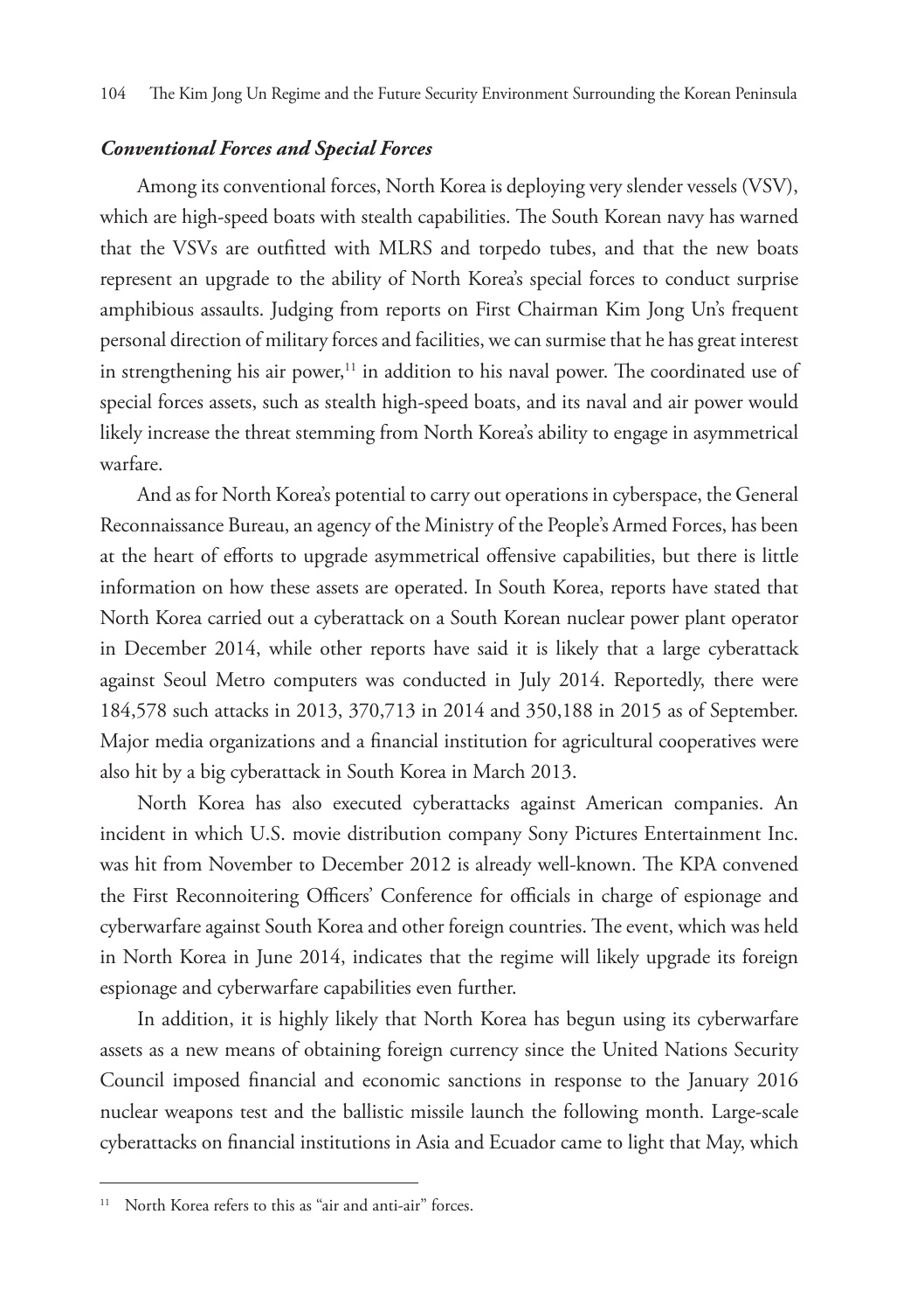### *Conventional Forces and Special Forces*

Among its conventional forces, North Korea is deploying very slender vessels (VSV), which are high-speed boats with stealth capabilities. The South Korean navy has warned that the VSVs are outfitted with MLRS and torpedo tubes, and that the new boats represent an upgrade to the ability of North Korea's special forces to conduct surprise amphibious assaults. Judging from reports on First Chairman Kim Jong Un's frequent personal direction of military forces and facilities, we can surmise that he has great interest in strengthening his air power,[11] in addition to his naval power. The coordinated use of special forces assets, such as stealth high-speed boats, and its naval and air power would likely increase the threat stemming from North Korea's ability to engage in asymmetrical warfare.

And as for North Korea's potential to carry out operations in cyberspace, the General Reconnaissance Bureau, an agency of the Ministry of the People's Armed Forces, has been at the heart of efforts to upgrade asymmetrical offensive capabilities, but there is little information on how these assets are operated. In South Korea, reports have stated that North Korea carried out a cyberattack on a South Korean nuclear power plant operator in December 2014, while other reports have said it is likely that a large cyberattack against Seoul Metro computers was conducted in July 2014. Reportedly, there were 184,578 such attacks in 2013, 370,713 in 2014 and 350,188 in 2015 as of September. Major media organizations and a financial institution for agricultural cooperatives were also hit by a big cyberattack in South Korea in March 2013.

North Korea has also executed cyberattacks against American companies. An incident in which U.S. movie distribution company Sony Pictures Entertainment Inc. was hit from November to December 2012 is already well-known. The KPA convened the First Reconnoitering Officers' Conference for officials in charge of espionage and cyberwarfare against South Korea and other foreign countries. The event, which was held in North Korea in June 2014, indicates that the regime will likely upgrade its foreign espionage and cyberwarfare capabilities even further.

In addition, it is highly likely that North Korea has begun using its cyberwarfare assets as a new means of obtaining foreign currency since the United Nations Security Council imposed financial and economic sanctions in response to the January 2016 nuclear weapons test and the ballistic missile launch the following month. Large-scale cyberattacks on financial institutions in Asia and Ecuador came to light that May, which

---

[11] North Korea refers to this as "air and anti-air" forces.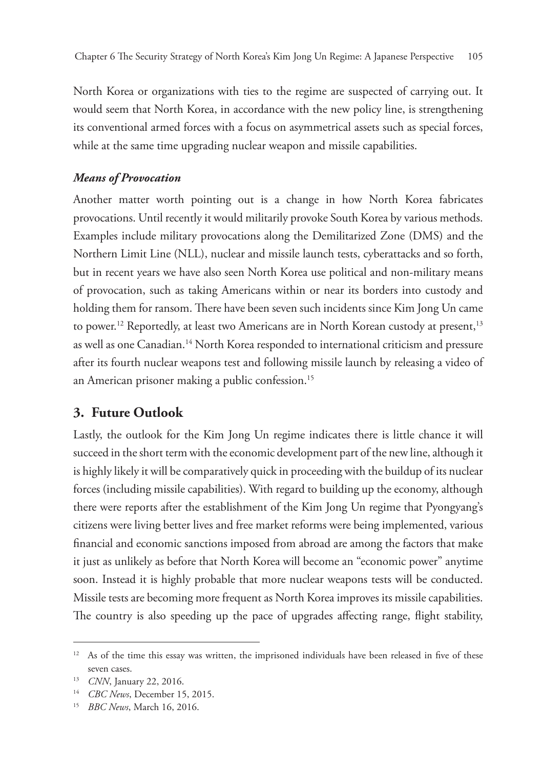North Korea or organizations with ties to the regime are suspected of carrying out. It would seem that North Korea, in accordance with the new policy line, is strengthening its conventional armed forces with a focus on asymmetrical assets such as special forces, while at the same time upgrading nuclear weapon and missile capabilities.

### *Means of Provocation*

Another matter worth pointing out is a change in how North Korea fabricates provocations. Until recently it would militarily provoke South Korea by various methods. Examples include military provocations along the Demilitarized Zone (DMS) and the Northern Limit Line (NLL), nuclear and missile launch tests, cyberattacks and so forth, but in recent years we have also seen North Korea use political and non-military means of provocation, such as taking Americans within or near its borders into custody and holding them for ransom. There have been seven such incidents since Kim Jong Un came to power.[12] Reportedly, at least two Americans are in North Korean custody at present,[13] as well as one Canadian.[14] North Korea responded to international criticism and pressure after its fourth nuclear weapons test and following missile launch by releasing a video of an American prisoner making a public confession.[15]

## 3. Future Outlook

Lastly, the outlook for the Kim Jong Un regime indicates there is little chance it will succeed in the short term with the economic development part of the new line, although it is highly likely it will be comparatively quick in proceeding with the buildup of its nuclear forces (including missile capabilities). With regard to building up the economy, although there were reports after the establishment of the Kim Jong Un regime that Pyongyang's citizens were living better lives and free market reforms were being implemented, various financial and economic sanctions imposed from abroad are among the factors that make it just as unlikely as before that North Korea will become an "economic power" anytime soon. Instead it is highly probable that more nuclear weapons tests will be conducted. Missile tests are becoming more frequent as North Korea improves its missile capabilities. The country is also speeding up the pace of upgrades affecting range, flight stability,

---

[12] As of the time this essay was written, the imprisoned individuals have been released in five of these seven cases.

[13] *CNN*, January 22, 2016.

[14] *CBC News*, December 15, 2015.

[15] *BBC News*, March 16, 2016.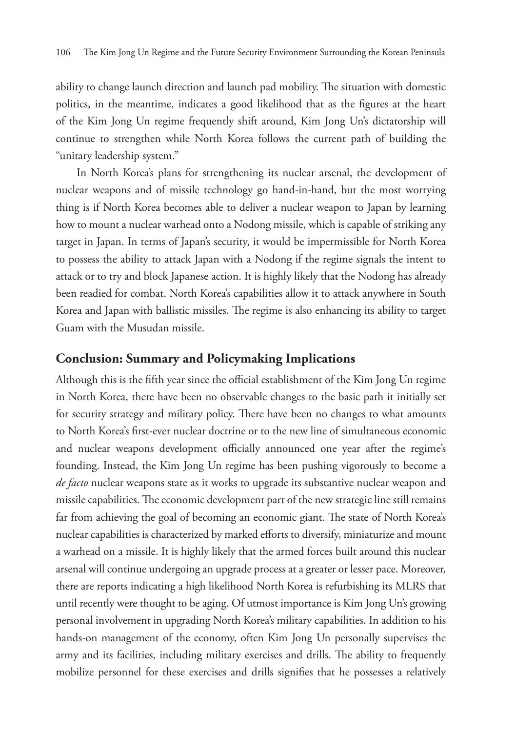ability to change launch direction and launch pad mobility. The situation with domestic politics, in the meantime, indicates a good likelihood that as the figures at the heart of the Kim Jong Un regime frequently shift around, Kim Jong Un's dictatorship will continue to strengthen while North Korea follows the current path of building the "unitary leadership system."

In North Korea's plans for strengthening its nuclear arsenal, the development of nuclear weapons and of missile technology go hand-in-hand, but the most worrying thing is if North Korea becomes able to deliver a nuclear weapon to Japan by learning how to mount a nuclear warhead onto a Nodong missile, which is capable of striking any target in Japan. In terms of Japan's security, it would be impermissible for North Korea to possess the ability to attack Japan with a Nodong if the regime signals the intent to attack or to try and block Japanese action. It is highly likely that the Nodong has already been readied for combat. North Korea's capabilities allow it to attack anywhere in South Korea and Japan with ballistic missiles. The regime is also enhancing its ability to target Guam with the Musudan missile.

## Conclusion: Summary and Policymaking Implications

Although this is the fifth year since the official establishment of the Kim Jong Un regime in North Korea, there have been no observable changes to the basic path it initially set for security strategy and military policy. There have been no changes to what amounts to North Korea's first-ever nuclear doctrine or to the new line of simultaneous economic and nuclear weapons development officially announced one year after the regime's founding. Instead, the Kim Jong Un regime has been pushing vigorously to become a *de facto* nuclear weapons state as it works to upgrade its substantive nuclear weapon and missile capabilities. The economic development part of the new strategic line still remains far from achieving the goal of becoming an economic giant. The state of North Korea's nuclear capabilities is characterized by marked efforts to diversify, miniaturize and mount a warhead on a missile. It is highly likely that the armed forces built around this nuclear arsenal will continue undergoing an upgrade process at a greater or lesser pace. Moreover, there are reports indicating a high likelihood North Korea is refurbishing its MLRS that until recently were thought to be aging. Of utmost importance is Kim Jong Un's growing personal involvement in upgrading North Korea's military capabilities. In addition to his hands-on management of the economy, often Kim Jong Un personally supervises the army and its facilities, including military exercises and drills. The ability to frequently mobilize personnel for these exercises and drills signifies that he possesses a relatively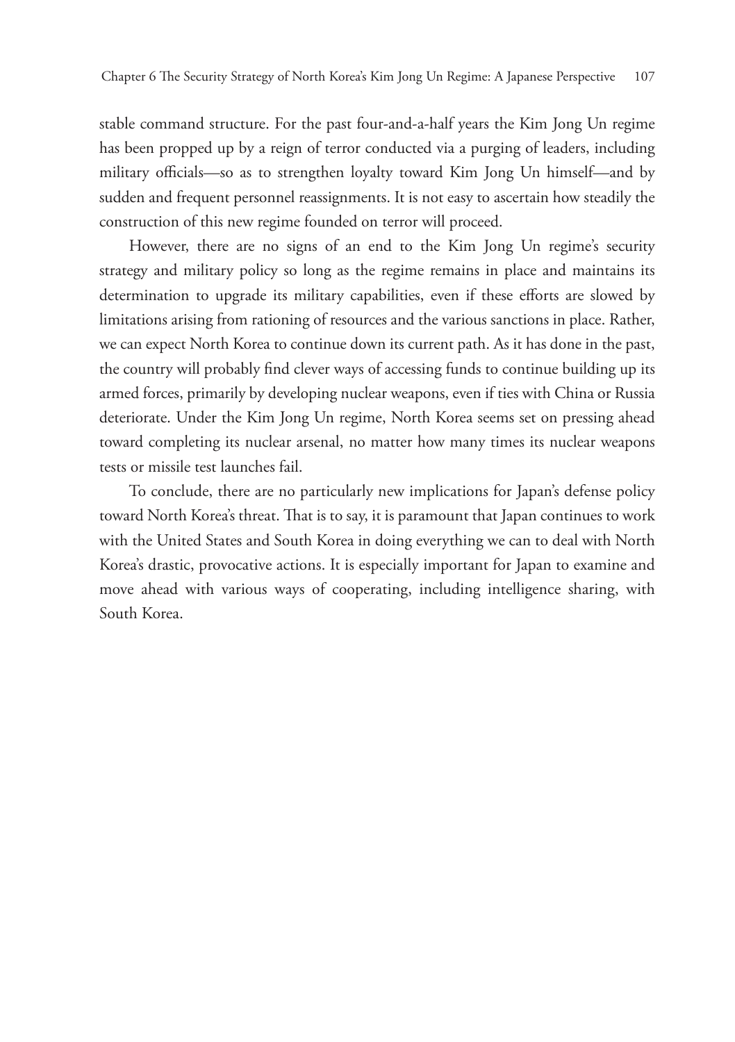stable command structure. For the past four-and-a-half years the Kim Jong Un regime has been propped up by a reign of terror conducted via a purging of leaders, including military officials—so as to strengthen loyalty toward Kim Jong Un himself—and by sudden and frequent personnel reassignments. It is not easy to ascertain how steadily the construction of this new regime founded on terror will proceed.

However, there are no signs of an end to the Kim Jong Un regime's security strategy and military policy so long as the regime remains in place and maintains its determination to upgrade its military capabilities, even if these efforts are slowed by limitations arising from rationing of resources and the various sanctions in place. Rather, we can expect North Korea to continue down its current path. As it has done in the past, the country will probably find clever ways of accessing funds to continue building up its armed forces, primarily by developing nuclear weapons, even if ties with China or Russia deteriorate. Under the Kim Jong Un regime, North Korea seems set on pressing ahead toward completing its nuclear arsenal, no matter how many times its nuclear weapons tests or missile test launches fail.

To conclude, there are no particularly new implications for Japan's defense policy toward North Korea's threat. That is to say, it is paramount that Japan continues to work with the United States and South Korea in doing everything we can to deal with North Korea's drastic, provocative actions. It is especially important for Japan to examine and move ahead with various ways of cooperating, including intelligence sharing, with South Korea.